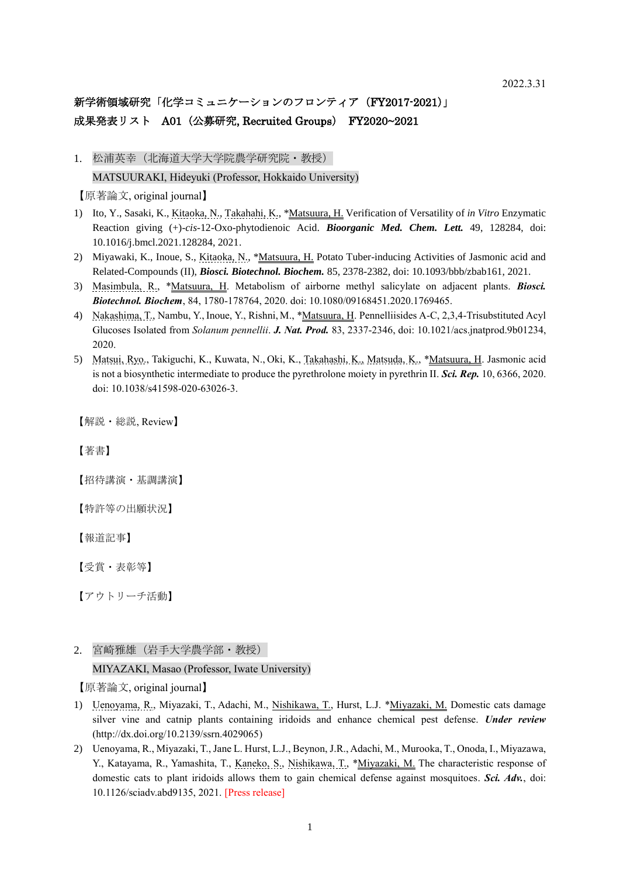2022.3.31

# 新学術領域研究「化学コミュニケーションのフロンティア（FY2017-2021）」
# 成果発表リスト　A01（公募研究, Recruited Groups）　FY2020~2021

## 1. 松浦英幸（北海道大学大学院農学研究院・教授）
MATSUURAKI, Hideyuki (Professor, Hokkaido University)

【原著論文, original journal】

1) Ito, Y., Sasaki, K., Kitaoka, N., Takahahi, K., *Matsuura, H. Verification of Versatility of *in Vitro* Enzymatic Reaction giving (+)-*cis*-12-Oxo-phytodienoic Acid. ***Bioorganic Med. Chem. Lett.*** 49, 128284, doi: 10.1016/j.bmcl.2021.128284, 2021.
2) Miyawaki, K., Inoue, S., Kitaoka, N., *Matsuura, H. Potato Tuber-inducing Activities of Jasmonic acid and Related-Compounds (II), ***Biosci. Biotechnol. Biochem.*** 85, 2378-2382, doi: 10.1093/bbb/zbab161, 2021.
3) Masimbula, R., *Matsuura, H. Metabolism of airborne methyl salicylate on adjacent plants. ***Biosci. Biotechnol. Biochem***, 84, 1780-178764, 2020. doi: 10.1080/09168451.2020.1769465.
4) Nakashima, T., Nambu, Y., Inoue, Y., Rishni, M., *Matsuura, H. Pennelliisides A-C, 2,3,4-Trisubstituted Acyl Glucoses Isolated from *Solanum pennellii*. ***J. Nat. Prod.*** 83, 2337-2346, doi: 10.1021/acs.jnatprod.9b01234, 2020.
5) Matsui, Ryo., Takiguchi, K., Kuwata, N., Oki, K., Takahashi, K., Matsuda, K., *Matsuura, H. Jasmonic acid is not a biosynthetic intermediate to produce the pyrethrolone moiety in pyrethrin II. ***Sci. Rep.*** 10, 6366, 2020. doi: 10.1038/s41598-020-63026-3.

【解説・総説, Review】

【著書】

【招待講演・基調講演】

【特許等の出願状況】

【報道記事】

【受賞・表彰等】

【アウトリーチ活動】

## 2. 宮崎雅雄（岩手大学農学部・教授）
MIYAZAKI, Masao (Professor, Iwate University)

【原著論文, original journal】

1) Uenoyama, R., Miyazaki, T., Adachi, M., Nishikawa, T., Hurst, L.J. *Miyazaki, M. Domestic cats damage silver vine and catnip plants containing iridoids and enhance chemical pest defense. ***Under review*** (http://dx.doi.org/10.2139/ssrn.4029065)
2) Uenoyama, R., Miyazaki, T., Jane L. Hurst, L.J., Beynon, J.R., Adachi, M., Murooka, T., Onoda, I., Miyazawa, Y., Katayama, R., Yamashita, T., Kaneko, S., Nishikawa, T., *Miyazaki, M. The characteristic response of domestic cats to plant iridoids allows them to gain chemical defense against mosquitoes. ***Sci. Adv.***, doi: 10.1126/sciadv.abd9135, 2021. [Press release]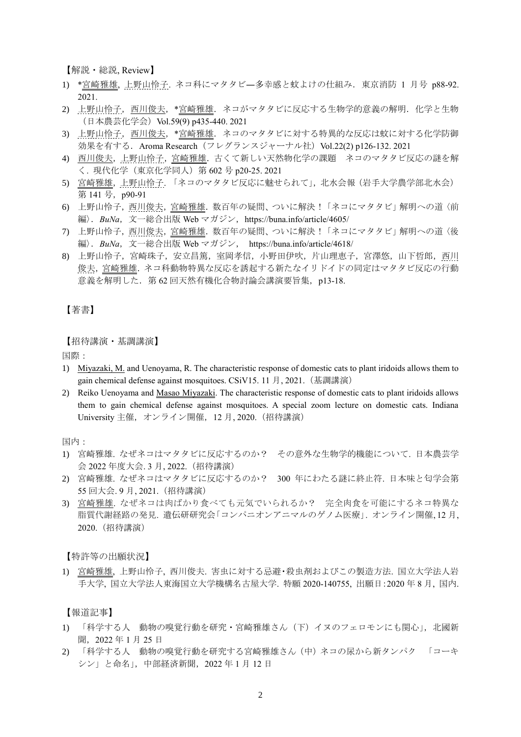【解説・総説, Review】

1) *宮崎雅雄, 上野山怜子. ネコ科にマタタビ―多幸感と蚊よけの仕組み. 東京消防 1 月号 p88-92. 2021.
2) 上野山怜子, 西川俊夫, *宮崎雅雄. ネコがマタタビに反応する生物学的意義の解明. 化学と生物（日本農芸化学会）Vol.59(9) p435-440. 2021
3) 上野山怜子, 西川俊夫, *宮崎雅雄. ネコのマタタビに対する特異的な反応は蚊に対する化学防御効果を有する. Aroma Research（フレグランスジャーナル社）Vol.22(2) p126-132. 2021
4) 西川俊夫, 上野山怜子, 宮崎雅雄. 古くて新しい天然物化学の課題 ネコのマタタビ反応の謎を解く. 現代化学（東京化学同人）第 602 号 p20-25. 2021
5) 宮崎雅雄, 上野山怜子. 「ネコのマタタビ反応に魅せられて」, 北水会報（岩手大学農学部北水会）第 141 号, p90-91
6) 上野山怜子, 西川俊夫, 宮崎雅雄. 数百年の疑問、ついに解決！「ネコにマタタビ」解明への道〈前編〉. *BuNa*, 文一総合出版 Web マガジン, https://buna.info/article/4605/
7) 上野山怜子, 西川俊夫, 宮崎雅雄. 数百年の疑問、ついに解決！「ネコにマタタビ」解明への道〈後編〉. *BuNa*, 文一総合出版 Web マガジン, https://buna.info/article/4618/
8) 上野山怜子, 宮崎珠子, 安立昌篤, 室岡孝信, 小野田伊吹, 片山理恵子, 宮澤悠, 山下哲郎, 西川俊夫, 宮崎雅雄. ネコ科動物特異な反応を誘起する新たなイリドイドの同定はマタタビ反応の行動意義を解明した. 第 62 回天然有機化合物討論会講演要旨集, p13-18.

【著書】

【招待講演・基調講演】

国際：

1) Miyazaki, M. and Uenoyama, R. The characteristic response of domestic cats to plant iridoids allows them to gain chemical defense against mosquitoes. CSiV15. 11 月, 2021.（基調講演）
2) Reiko Uenoyama and Masao Miyazaki. The characteristic response of domestic cats to plant iridoids allows them to gain chemical defense against mosquitoes. A special zoom lecture on domestic cats. Indiana University 主催, オンライン開催, 12 月, 2020.（招待講演）

国内：

1) 宮崎雅雄. なぜネコはマタタビに反応するのか？ その意外な生物学的機能について. 日本農芸学会 2022 年度大会. 3 月, 2022.（招待講演）
2) 宮崎雅雄. なぜネコはマタタビに反応するのか？ 300 年にわたる謎に終止符. 日本味と匂学会第 55 回大会. 9 月, 2021.（招待講演）
3) 宮崎雅雄. なぜネコは肉ばかり食べても元気でいられるか？ 完全肉食を可能にするネコ特異な脂質代謝経路の発見. 遺伝研研究会「コンパニオンアニマルのゲノム医療」. オンライン開催, 12 月, 2020.（招待講演）

【特許等の出願状況】

1) 宮崎雅雄, 上野山怜子, 西川俊夫. 害虫に対する忌避･殺虫剤およびこの製造方法. 国立大学法人岩手大学, 国立大学法人東海国立大学機構名古屋大学. 特願 2020-140755, 出願日:2020 年 8 月, 国内.

【報道記事】

1) 「科学する人 動物の嗅覚行動を研究・宮崎雅雄さん（下）イヌのフェロモンにも関心」, 北國新聞, 2022 年 1 月 25 日
2) 「科学する人 動物の嗅覚行動を研究する宮崎雅雄さん（中）ネコの尿から新タンパク 「コーキシン」と命名」, 中部経済新聞, 2022 年 1 月 12 日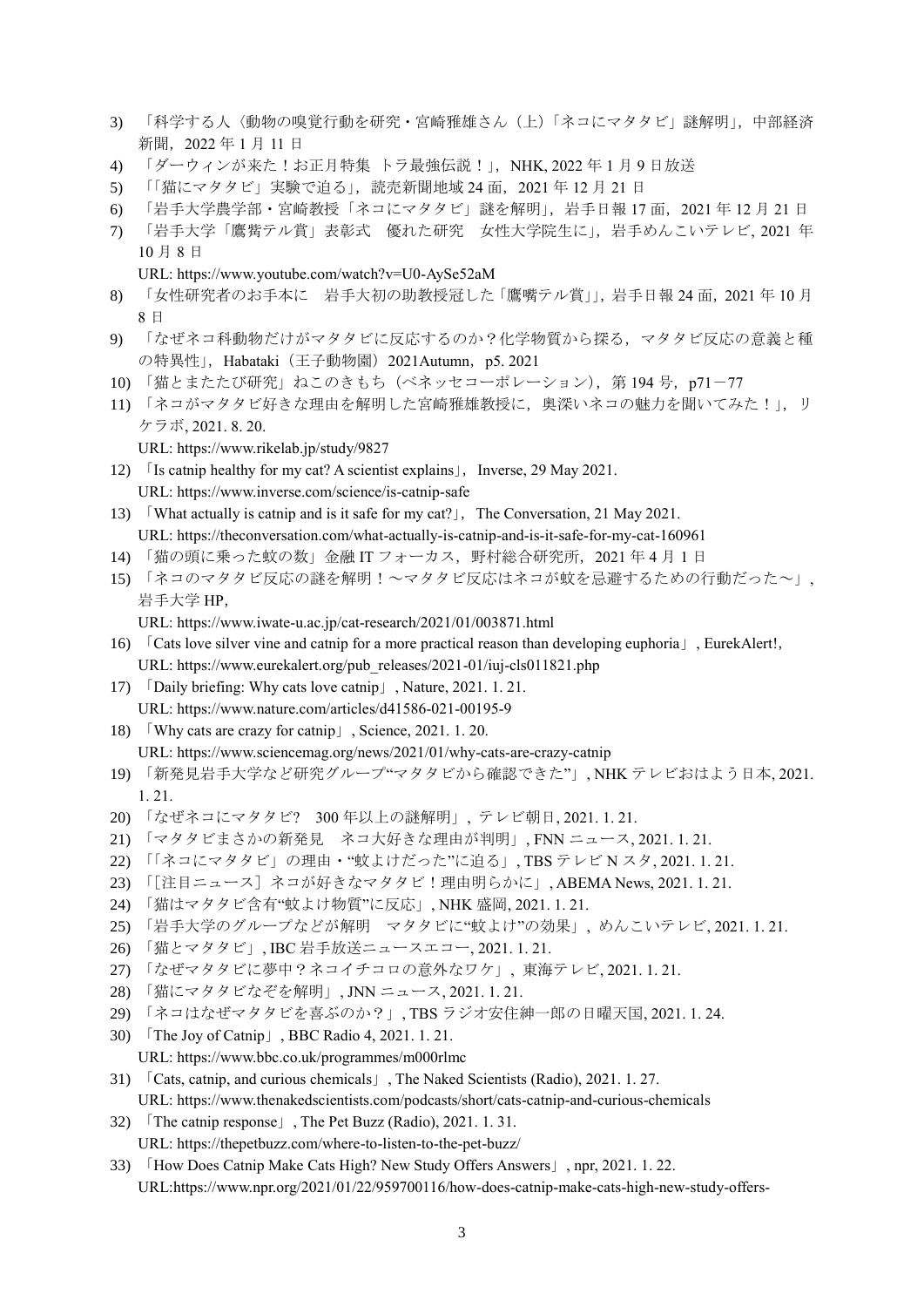3) 「科学する人〈動物の嗅覚行動を研究・宮崎雅雄さん（上）「ネコにマタタビ」謎解明」，中部経済新聞，2022 年 1 月 11 日
4) 「ダーウィンが来た！お正月特集 トラ最強伝説！」，NHK, 2022 年 1 月 9 日放送
5) 「「猫にマタタビ」実験で迫る」，読売新聞地域 24 面，2021 年 12 月 21 日
6) 「岩手大学農学部・宮崎教授「ネコにマタタビ」謎を解明」，岩手日報 17 面，2021 年 12 月 21 日
7) 「岩手大学「鷹觜テル賞」表彰式　優れた研究　女性大学院生に」，岩手めんこいテレビ, 2021 年 10 月 8 日
   URL: https://www.youtube.com/watch?v=U0-AySe52aM
8) 「女性研究者のお手本に　岩手大初の助教授冠した「鷹嘴テル賞」」，岩手日報 24 面，2021 年 10 月 8 日
9) 「なぜネコ科動物だけがマタタビに反応するのか？化学物質から探る，マタタビ反応の意義と種の特異性」，Habataki（王子動物園）2021Autumn，p5. 2021
10) 「猫とまたたび研究」ねこのきもち（ベネッセコーポレーション），第 194 号，p71－77
11) 「ネコがマタタビ好きな理由を解明した宮崎雅雄教授に，奥深いネコの魅力を聞いてみた！」，リケラボ, 2021. 8. 20.
   URL: https://www.rikelab.jp/study/9827
12) 「Is catnip healthy for my cat? A scientist explains」，Inverse, 29 May 2021.
   URL: https://www.inverse.com/science/is-catnip-safe
13) 「What actually is catnip and is it safe for my cat?」，The Conversation, 21 May 2021.
   URL: https://theconversation.com/what-actually-is-catnip-and-is-it-safe-for-my-cat-160961
14) 「猫の頭に乗った蚊の数」金融 IT フォーカス，野村総合研究所，2021 年 4 月 1 日
15) 「ネコのマタタビ反応の謎を解明！～マタタビ反応はネコが蚊を忌避するための行動だった～」，岩手大学 HP,
   URL: https://www.iwate-u.ac.jp/cat-research/2021/01/003871.html
16) 「Cats love silver vine and catnip for a more practical reason than developing euphoria」, EurekAlert!,
   URL: https://www.eurekalert.org/pub_releases/2021-01/iuj-cls011821.php
17) 「Daily briefing: Why cats love catnip」, Nature, 2021. 1. 21.
   URL: https://www.nature.com/articles/d41586-021-00195-9
18) 「Why cats are crazy for catnip」, Science, 2021. 1. 20.
   URL: https://www.sciencemag.org/news/2021/01/why-cats-are-crazy-catnip
19) 「新発見岩手大学など研究グループ"マタタビから確認できた"」, NHK テレビおはよう日本, 2021. 1. 21.
20) 「なぜネコにマタタビ?　300 年以上の謎解明」, テレビ朝日, 2021. 1. 21.
21) 「マタタビまさかの新発見　ネコ大好きな理由が判明」, FNN ニュース, 2021. 1. 21.
22) 「「ネコにマタタビ」の理由・"蚊よけだった"に迫る」, TBS テレビ N スタ, 2021. 1. 21.
23) 「[注目ニュース］ネコが好きなマタタビ！理由明らかに」, ABEMA News, 2021. 1. 21.
24) 「猫はマタタビ含有"蚊よけ物質"に反応」, NHK 盛岡, 2021. 1. 21.
25) 「岩手大学のグループなどが解明　マタタビに"蚊よけ"の効果」, めんこいテレビ, 2021. 1. 21.
26) 「猫とマタタビ」, IBC 岩手放送ニュースエコー, 2021. 1. 21.
27) 「なぜマタタビに夢中？ネコイチコロの意外なワケ」, 東海テレビ, 2021. 1. 21.
28) 「猫にマタタビなぞを解明」, JNN ニュース, 2021. 1. 21.
29) 「ネコはなぜマタタビを喜ぶのか？」, TBS ラジオ安住紳一郎の日曜天国, 2021. 1. 24.
30) 「The Joy of Catnip」, BBC Radio 4, 2021. 1. 21.
   URL: https://www.bbc.co.uk/programmes/m000rlmc
31) 「Cats, catnip, and curious chemicals」, The Naked Scientists (Radio), 2021. 1. 27.
   URL: https://www.thenakedscientists.com/podcasts/short/cats-catnip-and-curious-chemicals
32) 「The catnip response」, The Pet Buzz (Radio), 2021. 1. 31.
   URL: https://thepetbuzz.com/where-to-listen-to-the-pet-buzz/
33) 「How Does Catnip Make Cats High? New Study Offers Answers」, npr, 2021. 1. 22.
   URL:https://www.npr.org/2021/01/22/959700116/how-does-catnip-make-cats-high-new-study-offers-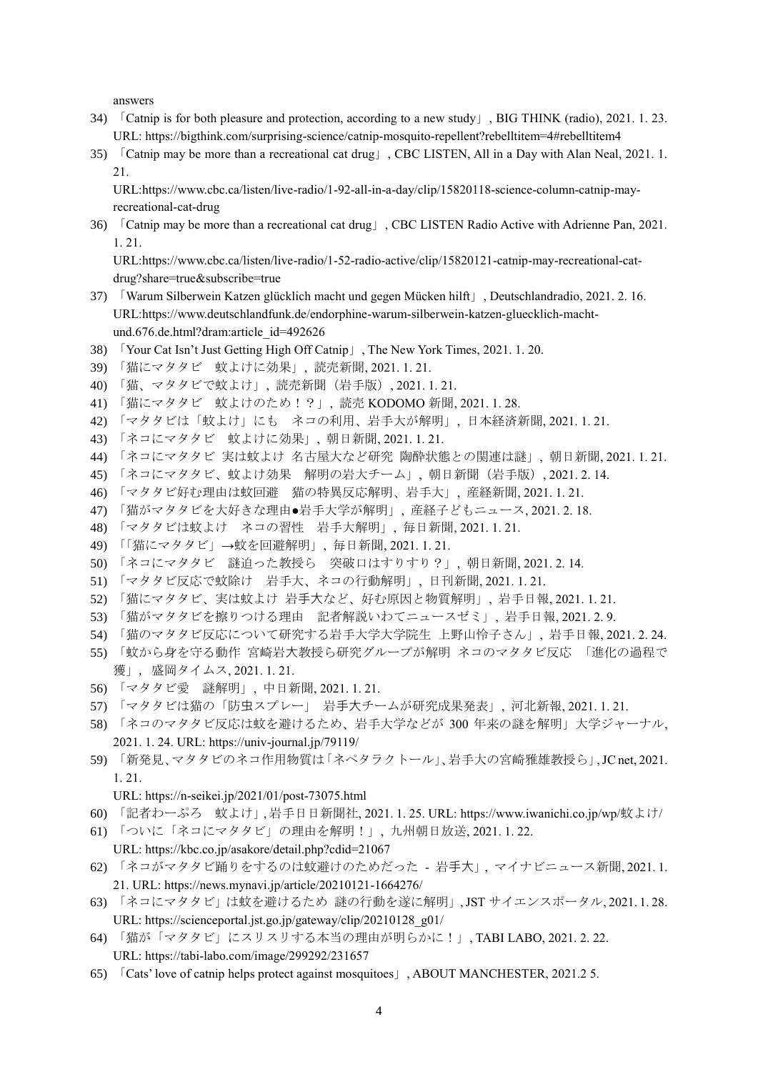answers

34) 「Catnip is for both pleasure and protection, according to a new study」, BIG THINK (radio), 2021. 1. 23. URL: https://bigthink.com/surprising-science/catnip-mosquito-repellent?rebelltitem=4#rebelltitem4
35) 「Catnip may be more than a recreational cat drug」, CBC LISTEN, All in a Day with Alan Neal, 2021. 1. 21.
URL:https://www.cbc.ca/listen/live-radio/1-92-all-in-a-day/clip/15820118-science-column-catnip-may-recreational-cat-drug
36) 「Catnip may be more than a recreational cat drug」, CBC LISTEN Radio Active with Adrienne Pan, 2021. 1. 21.
URL:https://www.cbc.ca/listen/live-radio/1-52-radio-active/clip/15820121-catnip-may-recreational-cat-drug?share=true&subscribe=true
37) 「Warum Silberwein Katzen glücklich macht und gegen Mücken hilft」, Deutschlandradio, 2021. 2. 16.
URL:https://www.deutschlandfunk.de/endorphine-warum-silberwein-katzen-gluecklich-macht-und.676.de.html?dram:article_id=492626
38) 「Your Cat Isn't Just Getting High Off Catnip」, The New York Times, 2021. 1. 20.
39) 「猫にマタタビ　蚊よけに効果」, 読売新聞, 2021. 1. 21.
40) 「猫、マタタビで蚊よけ」, 読売新聞（岩手版）, 2021. 1. 21.
41) 「猫にマタタビ　蚊よけのため！？」, 読売 KODOMO 新聞, 2021. 1. 28.
42) 「マタタビは「蚊よけ」にも　ネコの利用、岩手大が解明」, 日本経済新聞, 2021. 1. 21.
43) 「ネコにマタタビ　蚊よけに効果」, 朝日新聞, 2021. 1. 21.
44) 「ネコにマタタビ 実は蚊よけ 名古屋大など研究 陶酔状態との関連は謎」, 朝日新聞, 2021. 1. 21.
45) 「ネコにマタタビ、蚊よけ効果　解明の岩大チーム」, 朝日新聞（岩手版）, 2021. 2. 14.
46) 「マタタビ好む理由は蚊回避　猫の特異反応解明、岩手大」, 産経新聞, 2021. 1. 21.
47) 「猫がマタタビを大好きな理由●岩手大学が解明」, 産経子どもニュース, 2021. 2. 18.
48) 「マタタビは蚊よけ　ネコの習性　岩手大解明」, 毎日新聞, 2021. 1. 21.
49) 「「猫にマタタビ」→蚊を回避解明」, 毎日新聞, 2021. 1. 21.
50) 「ネコにマタタビ　謎迫った教授ら　突破口はすりすり？」, 朝日新聞, 2021. 2. 14.
51) 「マタタビ反応で蚊除け　岩手大、ネコの行動解明」, 日刊新聞, 2021. 1. 21.
52) 「猫にマタタビ、実は蚊よけ 岩手大など、好む原因と物質解明」, 岩手日報, 2021. 1. 21.
53) 「猫がマタタビを擦りつける理由　記者解説いわてニュースゼミ」, 岩手日報, 2021. 2. 9.
54) 「猫のマタタビ反応について研究する岩手大学大学院生　上野山怜子さん」, 岩手日報, 2021. 2. 24.
55) 「蚊から身を守る動作 宮崎岩大教授ら研究グループが解明 ネコのマタタビ反応　「進化の過程で獲」, 盛岡タイムス, 2021. 1. 21.
56) 「マタタビ愛　謎解明」, 中日新聞, 2021. 1. 21.
57) 「マタタビは猫の「防虫スプレー」　岩手大チームが研究成果発表」, 河北新報, 2021. 1. 21.
58) 「ネコのマタタビ反応は蚊を避けるため、岩手大学などが 300 年来の謎を解明」大学ジャーナル, 2021. 1. 24. URL: https://univ-journal.jp/79119/
59) 「新発見、マタタビのネコ作用物質は「ネペタラクトール」、岩手大の宮崎雅雄教授ら」, JC net, 2021. 1. 21.
URL: https://n-seikei.jp/2021/01/post-73075.html
60) 「記者わーぷろ　蚊よけ」, 岩手日日新聞社, 2021. 1. 25. URL: https://www.iwanichi.co.jp/wp/蚊よけ/
61) 「ついに「ネコにマタタビ」の理由を解明！」, 九州朝日放送, 2021. 1. 22.
URL: https://kbc.co.jp/asakore/detail.php?cdid=21067
62) 「ネコがマタタビ踊りをするのは蚊避けのためだった - 岩手大」, マイナビニュース新聞, 2021. 1. 21. URL: https://news.mynavi.jp/article/20210121-1664276/
63) 「ネコにマタタビ」は蚊を避けるため 謎の行動を遂に解明」, JST サイエンスポータル, 2021. 1. 28.
URL: https://scienceportal.jst.go.jp/gateway/clip/20210128_g01/
64) 「猫が「マタタビ」にスリスリする本当の理由が明らかに！」, TABI LABO, 2021. 2. 22.
URL: https://tabi-labo.com/image/299292/231657
65) 「Cats' love of catnip helps protect against mosquitoes」, ABOUT MANCHESTER, 2021.2 5.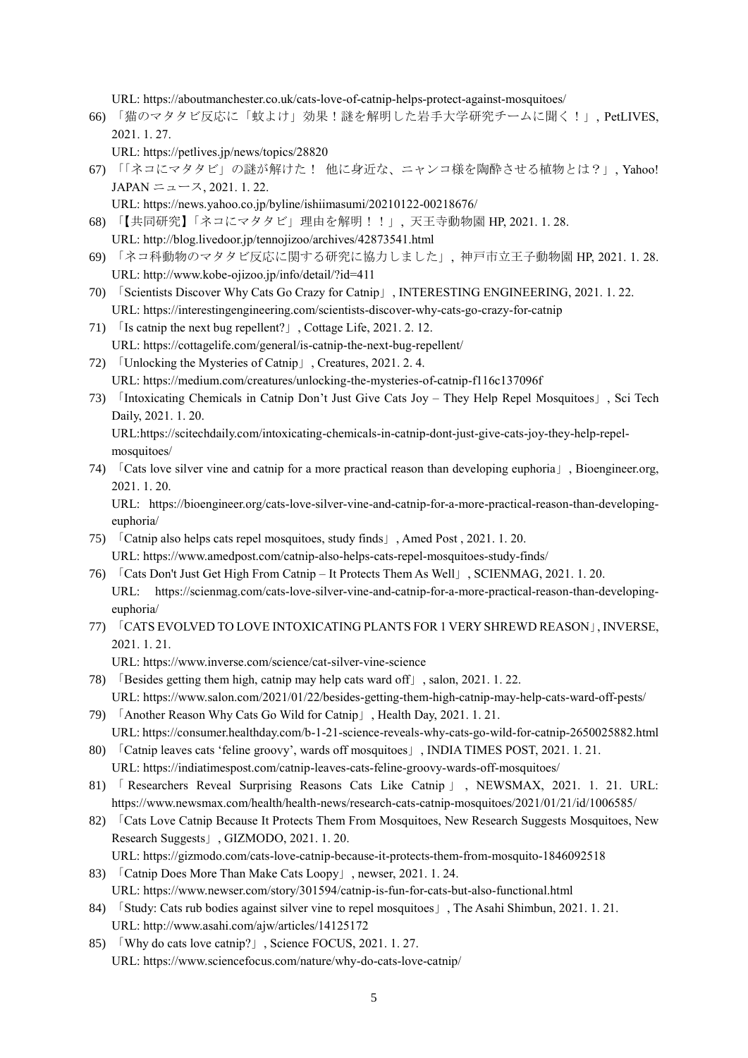URL: https://aboutmanchester.co.uk/cats-love-of-catnip-helps-protect-against-mosquitoes/

66) 「猫のマタタビ反応に「蚊よけ」効果！謎を解明した岩手大学研究チームに聞く！」, PetLIVES, 2021. 1. 27.
URL: https://petlives.jp/news/topics/28820
67) 「「ネコにマタタビ」の謎が解けた！ 他に身近な、ニャンコ様を陶酔させる植物とは？」, Yahoo! JAPAN ニュース, 2021. 1. 22.
URL: https://news.yahoo.co.jp/byline/ishiimasumi/20210122-00218676/
68) 「【共同研究】「ネコにマタタビ」理由を解明！！」, 天王寺動物園 HP, 2021. 1. 28.
URL: http://blog.livedoor.jp/tennojizoo/archives/42873541.html
69) 「ネコ科動物のマタタビ反応に関する研究に協力しました」, 神戸市立王子動物園 HP, 2021. 1. 28.
URL: http://www.kobe-ojizoo.jp/info/detail/?id=411
70) 「Scientists Discover Why Cats Go Crazy for Catnip」, INTERESTING ENGINEERING, 2021. 1. 22.
URL: https://interestingengineering.com/scientists-discover-why-cats-go-crazy-for-catnip
71) 「Is catnip the next bug repellent?」, Cottage Life, 2021. 2. 12.
URL: https://cottagelife.com/general/is-catnip-the-next-bug-repellent/
72) 「Unlocking the Mysteries of Catnip」, Creatures, 2021. 2. 4.
URL: https://medium.com/creatures/unlocking-the-mysteries-of-catnip-f116c137096f
73) 「Intoxicating Chemicals in Catnip Don't Just Give Cats Joy – They Help Repel Mosquitoes」, Sci Tech Daily, 2021. 1. 20.
URL:https://scitechdaily.com/intoxicating-chemicals-in-catnip-dont-just-give-cats-joy-they-help-repel-mosquitoes/
74) 「Cats love silver vine and catnip for a more practical reason than developing euphoria」, Bioengineer.org, 2021. 1. 20.
URL: https://bioengineer.org/cats-love-silver-vine-and-catnip-for-a-more-practical-reason-than-developing-euphoria/
75) 「Catnip also helps cats repel mosquitoes, study finds」, Amed Post , 2021. 1. 20.
URL: https://www.amedpost.com/catnip-also-helps-cats-repel-mosquitoes-study-finds/
76) 「Cats Don't Just Get High From Catnip – It Protects Them As Well」, SCIENMAG, 2021. 1. 20.
URL: https://scienmag.com/cats-love-silver-vine-and-catnip-for-a-more-practical-reason-than-developing-euphoria/
77) 「CATS EVOLVED TO LOVE INTOXICATING PLANTS FOR 1 VERY SHREWD REASON」, INVERSE, 2021. 1. 21.
URL: https://www.inverse.com/science/cat-silver-vine-science
78) 「Besides getting them high, catnip may help cats ward off」, salon, 2021. 1. 22.
URL: https://www.salon.com/2021/01/22/besides-getting-them-high-catnip-may-help-cats-ward-off-pests/
79) 「Another Reason Why Cats Go Wild for Catnip」, Health Day, 2021. 1. 21.
URL: https://consumer.healthday.com/b-1-21-science-reveals-why-cats-go-wild-for-catnip-2650025882.html
80) 「Catnip leaves cats 'feline groovy', wards off mosquitoes」, INDIA TIMES POST, 2021. 1. 21.
URL: https://indiatimespost.com/catnip-leaves-cats-feline-groovy-wards-off-mosquitoes/
81) 「Researchers Reveal Surprising Reasons Cats Like Catnip」, NEWSMAX, 2021. 1. 21. URL: https://www.newsmax.com/health/health-news/research-cats-catnip-mosquitoes/2021/01/21/id/1006585/
82) 「Cats Love Catnip Because It Protects Them From Mosquitoes, New Research Suggests Mosquitoes, New Research Suggests」, GIZMODO, 2021. 1. 20.
URL: https://gizmodo.com/cats-love-catnip-because-it-protects-them-from-mosquito-1846092518
83) 「Catnip Does More Than Make Cats Loopy」, newser, 2021. 1. 24.
URL: https://www.newser.com/story/301594/catnip-is-fun-for-cats-but-also-functional.html
84) 「Study: Cats rub bodies against silver vine to repel mosquitoes」, The Asahi Shimbun, 2021. 1. 21.
URL: http://www.asahi.com/ajw/articles/14125172
85) 「Why do cats love catnip?」, Science FOCUS, 2021. 1. 27.
URL: https://www.sciencefocus.com/nature/why-do-cats-love-catnip/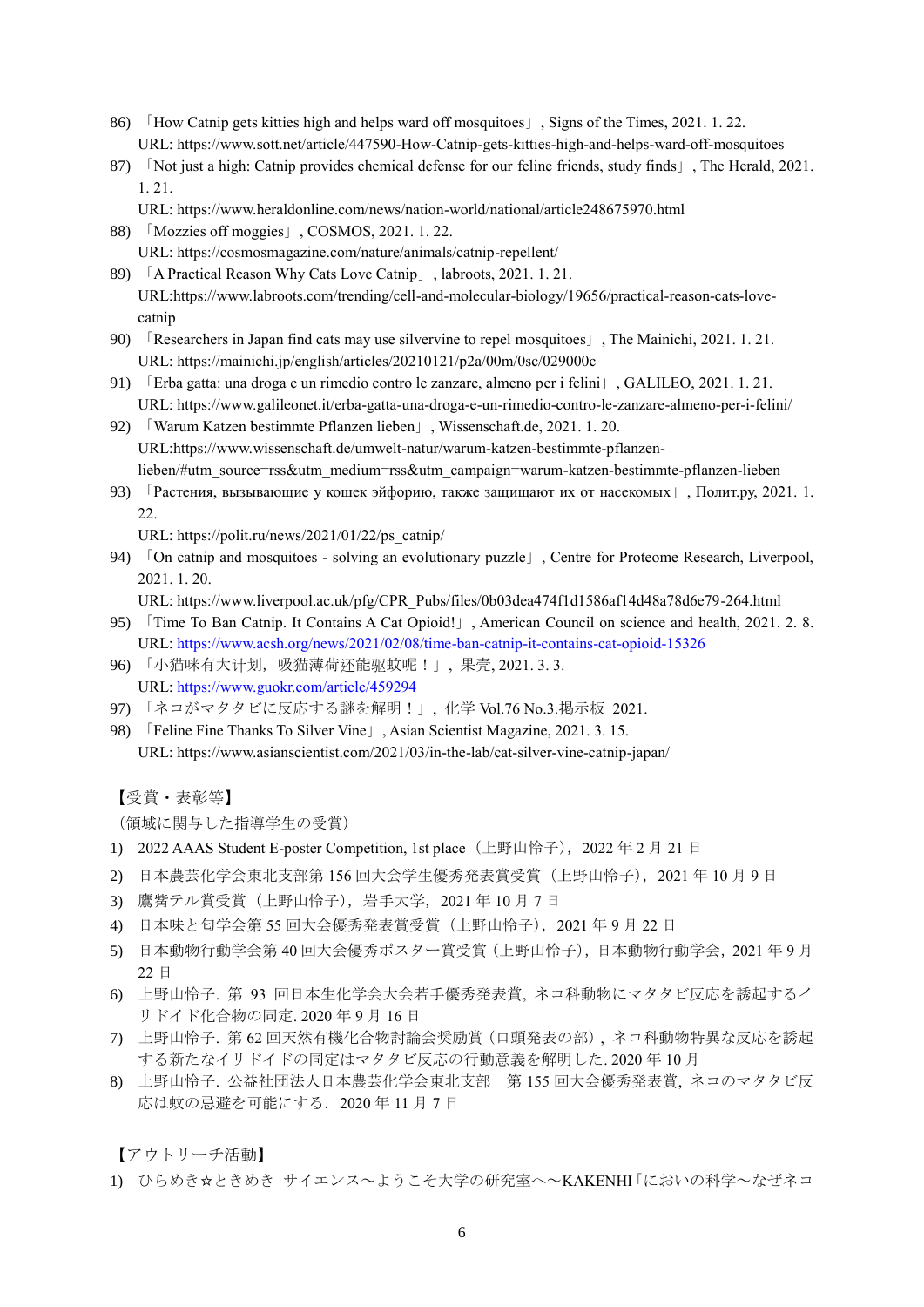86) 「How Catnip gets kitties high and helps ward off mosquitoes」, Signs of the Times, 2021. 1. 22.
URL: https://www.sott.net/article/447590-How-Catnip-gets-kitties-high-and-helps-ward-off-mosquitoes
87) 「Not just a high: Catnip provides chemical defense for our feline friends, study finds」, The Herald, 2021. 1. 21.
URL: https://www.heraldonline.com/news/nation-world/national/article248675970.html
88) 「Mozzies off moggies」, COSMOS, 2021. 1. 22.
URL: https://cosmosmagazine.com/nature/animals/catnip-repellent/
89) 「A Practical Reason Why Cats Love Catnip」, labroots, 2021. 1. 21.
URL:https://www.labroots.com/trending/cell-and-molecular-biology/19656/practical-reason-cats-love-catnip
90) 「Researchers in Japan find cats may use silvervine to repel mosquitoes」, The Mainichi, 2021. 1. 21.
URL: https://mainichi.jp/english/articles/20210121/p2a/00m/0sc/029000c
91) 「Erba gatta: una droga e un rimedio contro le zanzare, almeno per i felini」, GALILEO, 2021. 1. 21.
URL: https://www.galileonet.it/erba-gatta-una-droga-e-un-rimedio-contro-le-zanzare-almeno-per-i-felini/
92) 「Warum Katzen bestimmte Pflanzen lieben」, Wissenschaft.de, 2021. 1. 20.
URL:https://www.wissenschaft.de/umwelt-natur/warum-katzen-bestimmte-pflanzen-lieben/#utm_source=rss&utm_medium=rss&utm_campaign=warum-katzen-bestimmte-pflanzen-lieben
93) 「Растения, вызывающие у кошек эйфорию, также защищают их от насекомых」, Полит.ру, 2021. 1. 22.
URL: https://polit.ru/news/2021/01/22/ps_catnip/
94) 「On catnip and mosquitoes - solving an evolutionary puzzle」, Centre for Proteome Research, Liverpool, 2021. 1. 20.
URL: https://www.liverpool.ac.uk/pfg/CPR_Pubs/files/0b03dea474f1d1586af14d48a78d6e79-264.html
95) 「Time To Ban Catnip. It Contains A Cat Opioid!」, American Council on science and health, 2021. 2. 8.
URL: https://www.acsh.org/news/2021/02/08/time-ban-catnip-it-contains-cat-opioid-15326
96) 「小猫咪有大计划，吸猫薄荷还能驱蚊呢！」, 果壳, 2021. 3. 3.
URL: https://www.guokr.com/article/459294
97) 「ネコがマタタビに反応する謎を解明！」, 化学 Vol.76 No.3.掲示板 2021.
98) 「Feline Fine Thanks To Silver Vine」, Asian Scientist Magazine, 2021. 3. 15.
URL: https://www.asianscientist.com/2021/03/in-the-lab/cat-silver-vine-catnip-japan/

【受賞・表彰等】

（領域に関与した指導学生の受賞）

1) 2022 AAAS Student E-poster Competition, 1st place（上野山怜子），2022 年 2 月 21 日
2) 日本農芸化学会東北支部第 156 回大会学生優秀発表賞受賞（上野山怜子），2021 年 10 月 9 日
3) 鷹觜テル賞受賞（上野山怜子），岩手大学，2021 年 10 月 7 日
4) 日本味と匂学会第 55 回大会優秀発表賞受賞（上野山怜子），2021 年 9 月 22 日
5) 日本動物行動学会第 40 回大会優秀ポスター賞受賞（上野山怜子），日本動物行動学会，2021 年 9 月 22 日
6) 上野山怜子. 第 93 回日本生化学会大会若手優秀発表賞, ネコ科動物にマタタビ反応を誘起するイリドイド化合物の同定. 2020 年 9 月 16 日
7) 上野山怜子. 第 62 回天然有機化合物討論会奨励賞（口頭発表の部）, ネコ科動物特異な反応を誘起する新たなイリドイドの同定はマタタビ反応の行動意義を解明した. 2020 年 10 月
8) 上野山怜子. 公益社団法人日本農芸化学会東北支部　第 155 回大会優秀発表賞, ネコのマタタビ反応は蚊の忌避を可能にする． 2020 年 11 月 7 日

【アウトリーチ活動】

1) ひらめき☆ときめき サイエンス～ようこそ大学の研究室へ～KAKENHI「においの科学～なぜネコ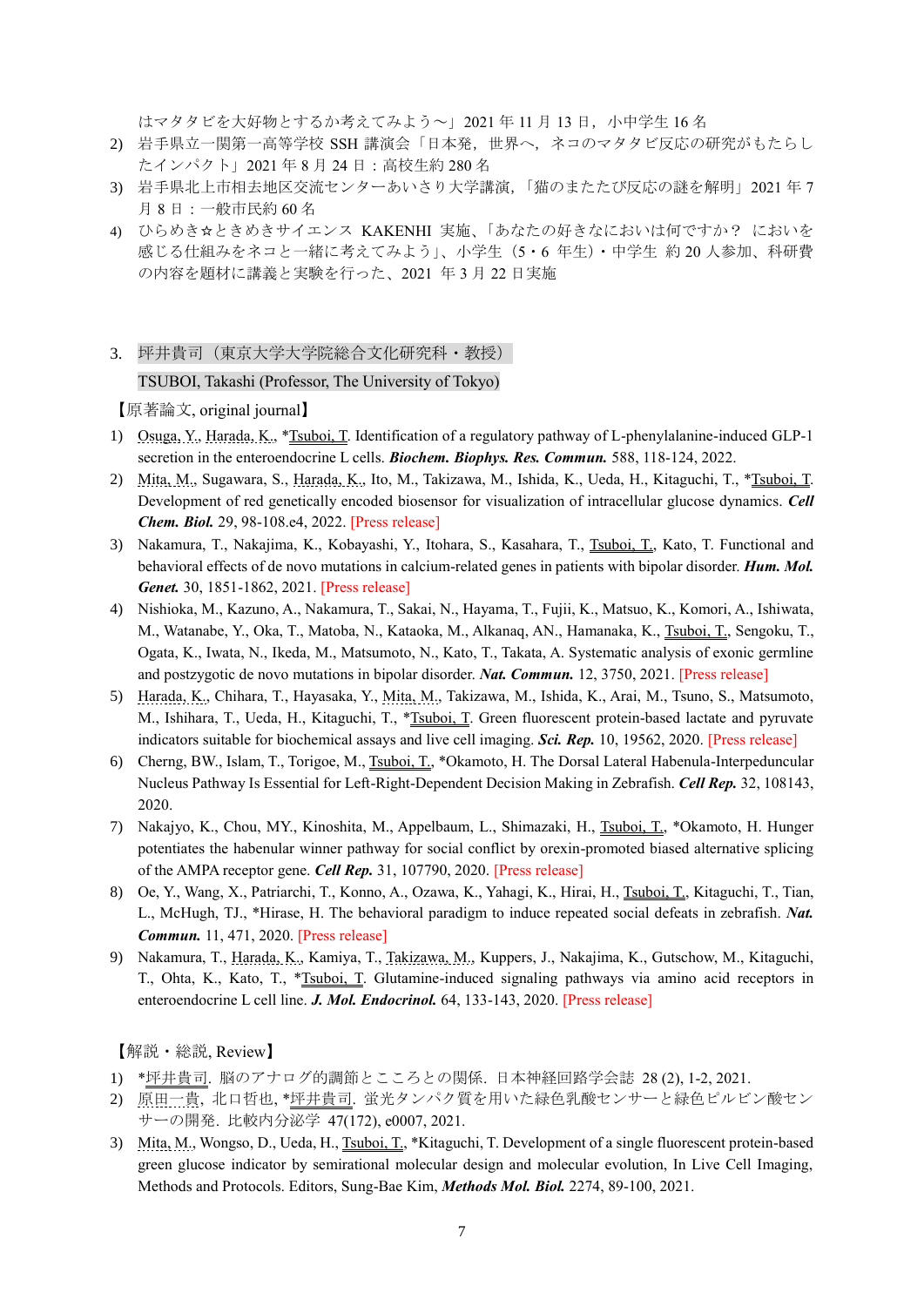はマタタビを大好物とするか考えてみよう～」2021 年 11 月 13 日，小中学生 16 名

2) 岩手県立一関第一高等学校 SSH 講演会「日本発，世界へ，ネコのマタタビ反応の研究がもたらしたインパクト」2021 年 8 月 24 日：高校生約 280 名
3) 岩手県北上市相去地区交流センターあいさり大学講演，「猫のまたたび反応の謎を解明」2021 年 7 月 8 日：一般市民約 60 名
4) ひらめき☆ときめきサイエンス KAKENHI 実施、「あなたの好きなにおいは何ですか？ においを感じる仕組みをネコと一緒に考えてみよう」、小学生（5・6 年生）・中学生 約 20 人参加、科研費の内容を題材に講義と実験を行った、2021 年 3 月 22 日実施

3. 坪井貴司（東京大学大学院総合文化研究科・教授）

TSUBOI, Takashi (Professor, The University of Tokyo)

【原著論文, original journal】

1) Osuga, Y., Harada, K., *Tsuboi, T. Identification of a regulatory pathway of L-phenylalanine-induced GLP-1 secretion in the enteroendocrine L cells. ***Biochem. Biophys. Res. Commun.*** 588, 118-124, 2022.
2) Mita, M., Sugawara, S., Harada, K., Ito, M., Takizawa, M., Ishida, K., Ueda, H., Kitaguchi, T., *Tsuboi, T. Development of red genetically encoded biosensor for visualization of intracellular glucose dynamics. ***Cell Chem. Biol.*** 29, 98-108.e4, 2022. [Press release]
3) Nakamura, T., Nakajima, K., Kobayashi, Y., Itohara, S., Kasahara, T., Tsuboi, T., Kato, T. Functional and behavioral effects of de novo mutations in calcium-related genes in patients with bipolar disorder. ***Hum. Mol. Genet.*** 30, 1851-1862, 2021. [Press release]
4) Nishioka, M., Kazuno, A., Nakamura, T., Sakai, N., Hayama, T., Fujii, K., Matsuo, K., Komori, A., Ishiwata, M., Watanabe, Y., Oka, T., Matoba, N., Kataoka, M., Alkanaq, AN., Hamanaka, K., Tsuboi, T., Sengoku, T., Ogata, K., Iwata, N., Ikeda, M., Matsumoto, N., Kato, T., Takata, A. Systematic analysis of exonic germline and postzygotic de novo mutations in bipolar disorder. ***Nat. Commun.*** 12, 3750, 2021. [Press release]
5) Harada, K., Chihara, T., Hayasaka, Y., Mita, M., Takizawa, M., Ishida, K., Arai, M., Tsuno, S., Matsumoto, M., Ishihara, T., Ueda, H., Kitaguchi, T., *Tsuboi, T. Green fluorescent protein-based lactate and pyruvate indicators suitable for biochemical assays and live cell imaging. ***Sci. Rep.*** 10, 19562, 2020. [Press release]
6) Cherng, BW., Islam, T., Torigoe, M., Tsuboi, T., *Okamoto, H. The Dorsal Lateral Habenula-Interpeduncular Nucleus Pathway Is Essential for Left-Right-Dependent Decision Making in Zebrafish. ***Cell Rep.*** 32, 108143, 2020.
7) Nakajyo, K., Chou, MY., Kinoshita, M., Appelbaum, L., Shimazaki, H., Tsuboi, T., *Okamoto, H. Hunger potentiates the habenular winner pathway for social conflict by orexin-promoted biased alternative splicing of the AMPA receptor gene. ***Cell Rep.*** 31, 107790, 2020. [Press release]
8) Oe, Y., Wang, X., Patriarchi, T., Konno, A., Ozawa, K., Yahagi, K., Hirai, H., Tsuboi, T., Kitaguchi, T., Tian, L., McHugh, TJ., *Hirase, H. The behavioral paradigm to induce repeated social defeats in zebrafish. ***Nat. Commun.*** 11, 471, 2020. [Press release]
9) Nakamura, T., Harada, K., Kamiya, T., Takizawa, M., Kuppers, J., Nakajima, K., Gutschow, M., Kitaguchi, T., Ohta, K., Kato, T., *Tsuboi, T. Glutamine-induced signaling pathways via amino acid receptors in enteroendocrine L cell line. ***J. Mol. Endocrinol.*** 64, 133-143, 2020. [Press release]

【解説・総説, Review】

1) *坪井貴司. 脳のアナログ的調節とこころとの関係. 日本神経回路学会誌 28 (2), 1-2, 2021.
2) 原田一貴, 北口哲也, *坪井貴司. 蛍光タンパク質を用いた緑色乳酸センサーと緑色ピルビン酸センサーの開発. 比較内分泌学 47(172), e0007, 2021.
3) Mita, M., Wongso, D., Ueda, H., Tsuboi, T., *Kitaguchi, T. Development of a single fluorescent protein-based green glucose indicator by semirational molecular design and molecular evolution, In Live Cell Imaging, Methods and Protocols. Editors, Sung-Bae Kim, ***Methods Mol. Biol.*** 2274, 89-100, 2021.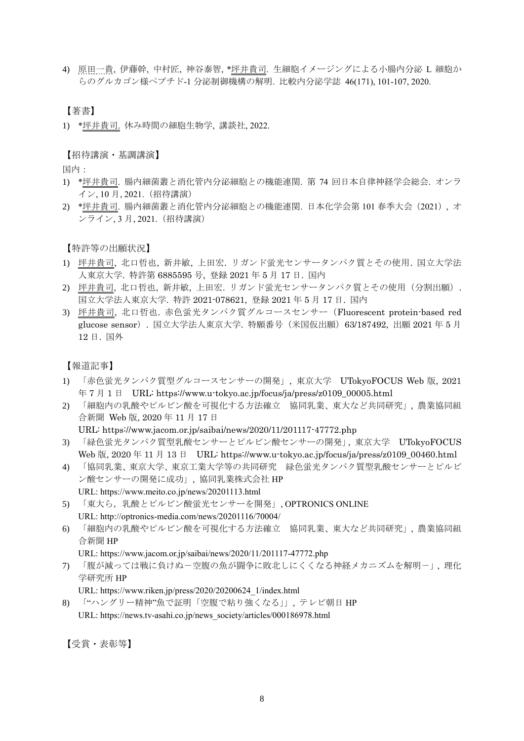4) 原田一貴, 伊藤幹, 中村匠, 神谷泰智, *坪井貴司. 生細胞イメージングによる小腸内分泌 L 細胞からのグルカゴン様ペプチド-1 分泌制御機構の解明. 比較内分泌学誌 46(171), 101-107, 2020.

【著書】

1) *坪井貴司. 休み時間の細胞生物学, 講談社, 2022.

【招待講演・基調講演】

国内：

1) *坪井貴司. 腸内細菌叢と消化管内分泌細胞との機能連関. 第 74 回日本自律神経学会総会. オンライン, 10 月, 2021.（招待講演）
2) *坪井貴司. 腸内細菌叢と消化管内分泌細胞との機能連関. 日本化学会第 101 春季大会（2021）, オンライン, 3 月, 2021.（招待講演）

【特許等の出願状況】

1) 坪井貴司, 北口哲也, 新井敏, 上田宏. リガンド蛍光センサータンパク質とその使用. 国立大学法人東京大学. 特許第 6885595 号, 登録 2021 年 5 月 17 日. 国内
2) 坪井貴司, 北口哲也, 新井敏, 上田宏. リガンド蛍光センサータンパク質とその使用（分割出願）. 国立大学法人東京大学. 特許 2021-078621, 登録 2021 年 5 月 17 日. 国内
3) 坪井貴司, 北口哲也. 赤色蛍光タンパク質グルコースセンサー（Fluorescent protein-based red glucose sensor）. 国立大学法人東京大学. 特願番号（米国仮出願）63/187492, 出願 2021 年 5 月 12 日. 国外

【報道記事】

1) 「赤色蛍光タンパク質型グルコースセンサーの開発」, 東京大学　UTokyoFOCUS Web 版, 2021 年 7 月 1 日　URL: https://www.u-tokyo.ac.jp/focus/ja/press/z0109_00005.html
2) 「細胞内の乳酸やピルビン酸を可視化する方法確立　協同乳業、東大など共同研究」, 農業協同組合新聞 Web 版, 2020 年 11 月 17 日
   URL: https://www.jacom.or.jp/saibai/news/2020/11/201117-47772.php
3) 「緑色蛍光タンパク質型乳酸センサーとピルビン酸センサーの開発」, 東京大学　UTokyoFOCUS Web 版, 2020 年 11 月 13 日　URL: https://www.u-tokyo.ac.jp/focus/ja/press/z0109_00460.html
4) 「協同乳業、東京大学、東京工業大学等の共同研究　緑色蛍光タンパク質型乳酸センサーとピルビン酸センサーの開発に成功」, 協同乳業株式会社 HP
   URL: https://www.meito.co.jp/news/20201113.html
5) 「東大ら，乳酸とピルビン酸蛍光センサーを開発」, OPTRONICS ONLINE
   URL: http://optronics-media.com/news/20201116/70004/
6) 「細胞内の乳酸やピルビン酸を可視化する方法確立　協同乳業、東大など共同研究」, 農業協同組合新聞 HP
   URL: https://www.jacom.or.jp/saibai/news/2020/11/201117-47772.php
7) 「腹が減っては戦に負けぬ－空腹の魚が闘争に敗北しにくくなる神経メカニズムを解明－」, 理化学研究所 HP
   URL: https://www.riken.jp/press/2020/20200624_1/index.html
8) 「"ハングリー精神"魚で証明「空腹で粘り強くなる」」, テレビ朝日 HP
   URL: https://news.tv-asahi.co.jp/news_society/articles/000186978.html

【受賞・表彰等】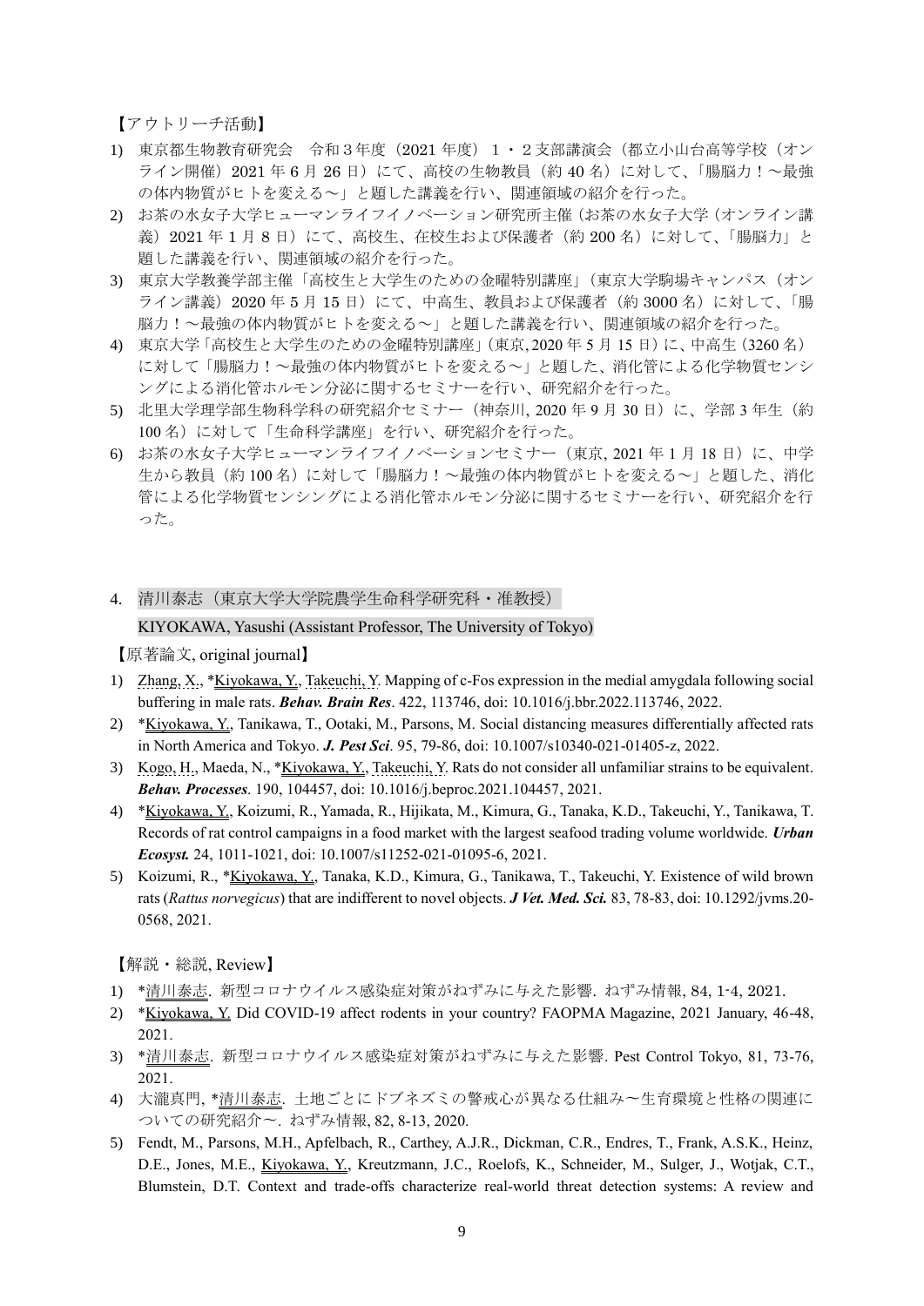【アウトリーチ活動】

1) 東京都生物教育研究会　令和３年度（2021 年度）１・２支部講演会（都立小山台高等学校（オンライン開催）2021 年 6 月 26 日）にて、高校の生物教員（約 40 名）に対して、「腸脳力！～最強の体内物質がヒトを変える～」と題した講義を行い、関連領域の紹介を行った。
2) お茶の水女子大学ヒューマンライフイノベーション研究所主催（お茶の水女子大学（オンライン講義）2021 年 1 月 8 日）にて、高校生、在校生および保護者（約 200 名）に対して、「腸脳力」と題した講義を行い、関連領域の紹介を行った。
3) 東京大学教養学部主催「高校生と大学生のための金曜特別講座」（東京大学駒場キャンパス（オンライン講義）2020 年 5 月 15 日）にて、中高生、教員および保護者（約 3000 名）に対して、「腸脳力！～最強の体内物質がヒトを変える～」と題した講義を行い、関連領域の紹介を行った。
4) 東京大学「高校生と大学生のための金曜特別講座」（東京, 2020 年 5 月 15 日）に、中高生（3260 名）に対して「腸脳力！～最強の体内物質がヒトを変える～」と題した、消化管による化学物質センシングによる消化管ホルモン分泌に関するセミナーを行い、研究紹介を行った。
5) 北里大学理学部生物科学科の研究紹介セミナー（神奈川, 2020 年 9 月 30 日）に、学部 3 年生（約 100 名）に対して「生命科学講座」を行い、研究紹介を行った。
6) お茶の水女子大学ヒューマンライフイノベーションセミナー（東京, 2021 年 1 月 18 日）に、中学生から教員（約 100 名）に対して「腸脳力！～最強の体内物質がヒトを変える～」と題した、消化管による化学物質センシングによる消化管ホルモン分泌に関するセミナーを行い、研究紹介を行った。

4. 清川泰志（東京大学大学院農学生命科学研究科・准教授）

KIYOKAWA, Yasushi (Assistant Professor, The University of Tokyo)

【原著論文, original journal】

1) Zhang, X., *Kiyokawa, Y., Takeuchi, Y. Mapping of c-Fos expression in the medial amygdala following social buffering in male rats. ***Behav. Brain Res***. 422, 113746, doi: 10.1016/j.bbr.2022.113746, 2022.
2) *Kiyokawa, Y., Tanikawa, T., Ootaki, M., Parsons, M. Social distancing measures differentially affected rats in North America and Tokyo. ***J. Pest Sci***. 95, 79-86, doi: 10.1007/s10340-021-01405-z, 2022.
3) Kogo, H., Maeda, N., *Kiyokawa, Y., Takeuchi, Y. Rats do not consider all unfamiliar strains to be equivalent. ***Behav. Processes***. 190, 104457, doi: 10.1016/j.beproc.2021.104457, 2021.
4) *Kiyokawa, Y., Koizumi, R., Yamada, R., Hijikata, M., Kimura, G., Tanaka, K.D., Takeuchi, Y., Tanikawa, T. Records of rat control campaigns in a food market with the largest seafood trading volume worldwide. ***Urban Ecosyst.*** 24, 1011-1021, doi: 10.1007/s11252-021-01095-6, 2021.
5) Koizumi, R., *Kiyokawa, Y., Tanaka, K.D., Kimura, G., Tanikawa, T., Takeuchi, Y. Existence of wild brown rats (*Rattus norvegicus*) that are indifferent to novel objects. ***J Vet. Med. Sci.*** 83, 78-83, doi: 10.1292/jvms.20-0568, 2021.

【解説・総説, Review】

1) *清川泰志. 新型コロナウイルス感染症対策がねずみに与えた影響. ねずみ情報, 84, 1-4, 2021.
2) *Kiyokawa, Y. Did COVID-19 affect rodents in your country? FAOPMA Magazine, 2021 January, 46-48, 2021.
3) *清川泰志. 新型コロナウイルス感染症対策がねずみに与えた影響. Pest Control Tokyo, 81, 73-76, 2021.
4) 大瀧真門, *清川泰志. 土地ごとにドブネズミの警戒心が異なる仕組み～生育環境と性格の関連についての研究紹介～. ねずみ情報, 82, 8-13, 2020.
5) Fendt, M., Parsons, M.H., Apfelbach, R., Carthey, A.J.R., Dickman, C.R., Endres, T., Frank, A.S.K., Heinz, D.E., Jones, M.E., Kiyokawa, Y., Kreutzmann, J.C., Roelofs, K., Schneider, M., Sulger, J., Wotjak, C.T., Blumstein, D.T. Context and trade-offs characterize real-world threat detection systems: A review and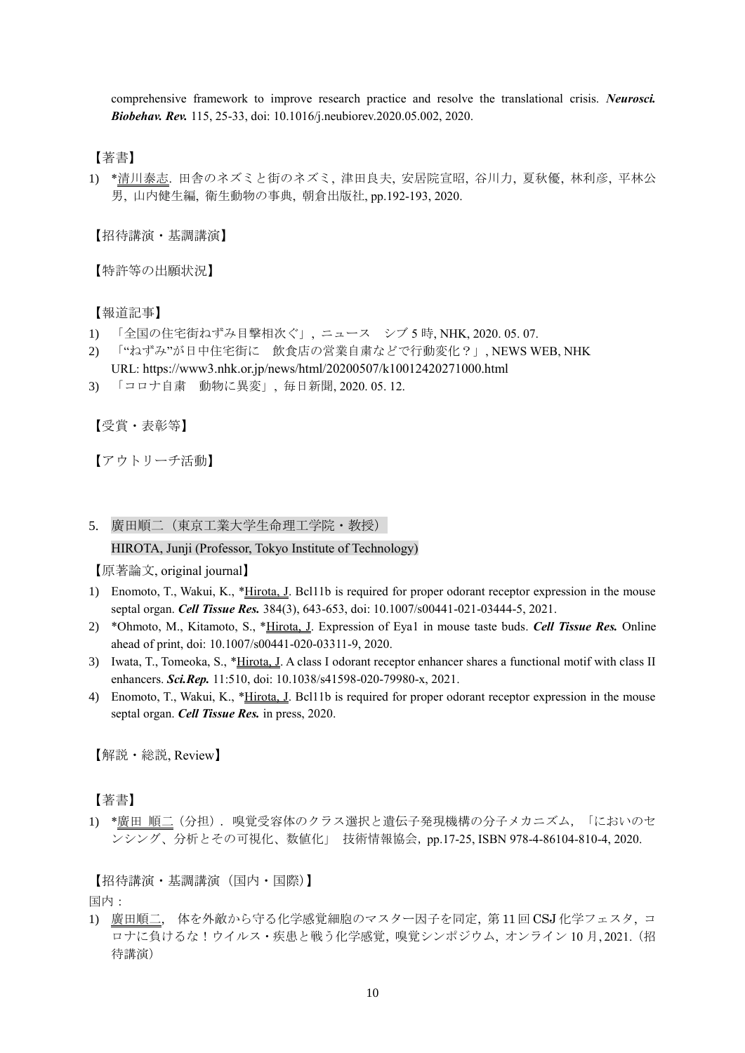comprehensive framework to improve research practice and resolve the translational crisis. ***Neurosci. Biobehav. Rev.*** 115, 25-33, doi: 10.1016/j.neubiorev.2020.05.002, 2020.

【著書】

1) *清川泰志. 田舎のネズミと街のネズミ, 津田良夫, 安居院宣昭, 谷川力, 夏秋優, 林利彦, 平林公男, 山内健生編, 衛生動物の事典, 朝倉出版社, pp.192-193, 2020.

【招待講演・基調講演】

【特許等の出願状況】

【報道記事】

1) 「全国の住宅街ねずみ目撃相次ぐ」, ニュース　シブ 5 時, NHK, 2020. 05. 07.
2) 「"ねずみ"が日中住宅街に　飲食店の営業自粛などで行動変化？」, NEWS WEB, NHK URL: https://www3.nhk.or.jp/news/html/20200507/k10012420271000.html
3) 「コロナ自粛　動物に異変」, 毎日新聞, 2020. 05. 12.

【受賞・表彰等】

【アウトリーチ活動】

5. 廣田順二（東京工業大学生命理工学院・教授）
HIROTA, Junji (Professor, Tokyo Institute of Technology)

【原著論文, original journal】

1) Enomoto, T., Wakui, K., *Hirota, J. Bcl11b is required for proper odorant receptor expression in the mouse septal organ. ***Cell Tissue Res.*** 384(3), 643-653, doi: 10.1007/s00441-021-03444-5, 2021.
2) *Ohmoto, M., Kitamoto, S., *Hirota, J. Expression of Eya1 in mouse taste buds. ***Cell Tissue Res.*** Online ahead of print, doi: 10.1007/s00441-020-03311-9, 2020.
3) Iwata, T., Tomeoka, S., *Hirota, J. A class I odorant receptor enhancer shares a functional motif with class II enhancers. ***Sci.Rep.*** 11:510, doi: 10.1038/s41598-020-79980-x, 2021.
4) Enomoto, T., Wakui, K., *Hirota, J. Bcl11b is required for proper odorant receptor expression in the mouse septal organ. ***Cell Tissue Res.*** in press, 2020.

【解説・総説, Review】

【著書】

1) *廣田 順二（分担）. 嗅覚受容体のクラス選択と遺伝子発現機構の分子メカニズム, 「においのセンシング、分析とその可視化、数値化」 技術情報協会, pp.17-25, ISBN 978-4-86104-810-4, 2020.

【招待講演・基調講演（国内・国際）】

国内：

1) 廣田順二, 体を外敵から守る化学感覚細胞のマスター因子を同定, 第 11 回 CSJ 化学フェスタ, コロナに負けるな！ウイルス・疾患と戦う化学感覚, 嗅覚シンポジウム, オンライン 10 月, 2021.（招待講演）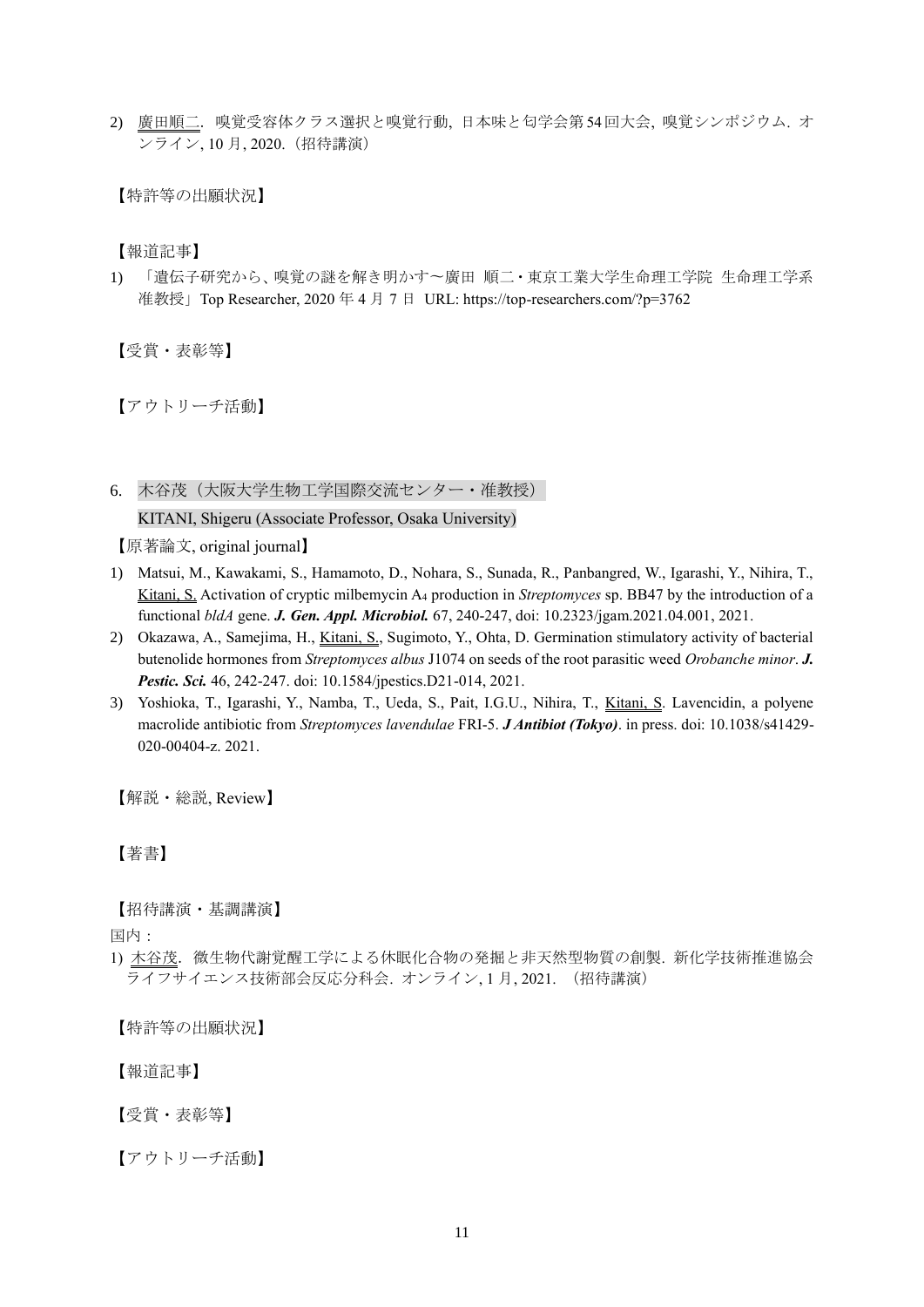2) 廣田順二. 嗅覚受容体クラス選択と嗅覚行動, 日本味と匂学会第54回大会, 嗅覚シンポジウム. オンライン, 10 月, 2020.（招待講演）

【特許等の出願状況】

【報道記事】

1) 「遺伝子研究から、嗅覚の謎を解き明かす〜廣田 順二・東京工業大学生命理工学院 生命理工学系 准教授」Top Researcher, 2020 年 4 月 7 日 URL: https://top-researchers.com/?p=3762

【受賞・表彰等】

【アウトリーチ活動】

6. 木谷茂（大阪大学生物工学国際交流センター・准教授）
KITANI, Shigeru (Associate Professor, Osaka University)

【原著論文, original journal】

1) Matsui, M., Kawakami, S., Hamamoto, D., Nohara, S., Sunada, R., Panbangred, W., Igarashi, Y., Nihira, T., Kitani, S. Activation of cryptic milbemycin $A_4$ production in *Streptomyces* sp. BB47 by the introduction of a functional *bldA* gene. ***J. Gen. Appl. Microbiol.*** 67, 240-247, doi: 10.2323/jgam.2021.04.001, 2021.
2) Okazawa, A., Samejima, H., Kitani, S., Sugimoto, Y., Ohta, D. Germination stimulatory activity of bacterial butenolide hormones from *Streptomyces albus* J1074 on seeds of the root parasitic weed *Orobanche minor*. ***J. Pestic. Sci.*** 46, 242-247. doi: 10.1584/jpestics.D21-014, 2021.
3) Yoshioka, T., Igarashi, Y., Namba, T., Ueda, S., Pait, I.G.U., Nihira, T., Kitani, S. Lavencidin, a polyene macrolide antibiotic from *Streptomyces lavendulae* FRI-5. ***J Antibiot (Tokyo)***. in press. doi: 10.1038/s41429-020-00404-z. 2021.

【解説・総説, Review】

【著書】

【招待講演・基調講演】

国内：

1) 木谷茂. 微生物代謝覚醒工学による休眠化合物の発掘と非天然型物質の創製. 新化学技術推進協会ライフサイエンス技術部会反応分科会. オンライン, 1 月, 2021. （招待講演）

【特許等の出願状況】

【報道記事】

【受賞・表彰等】

【アウトリーチ活動】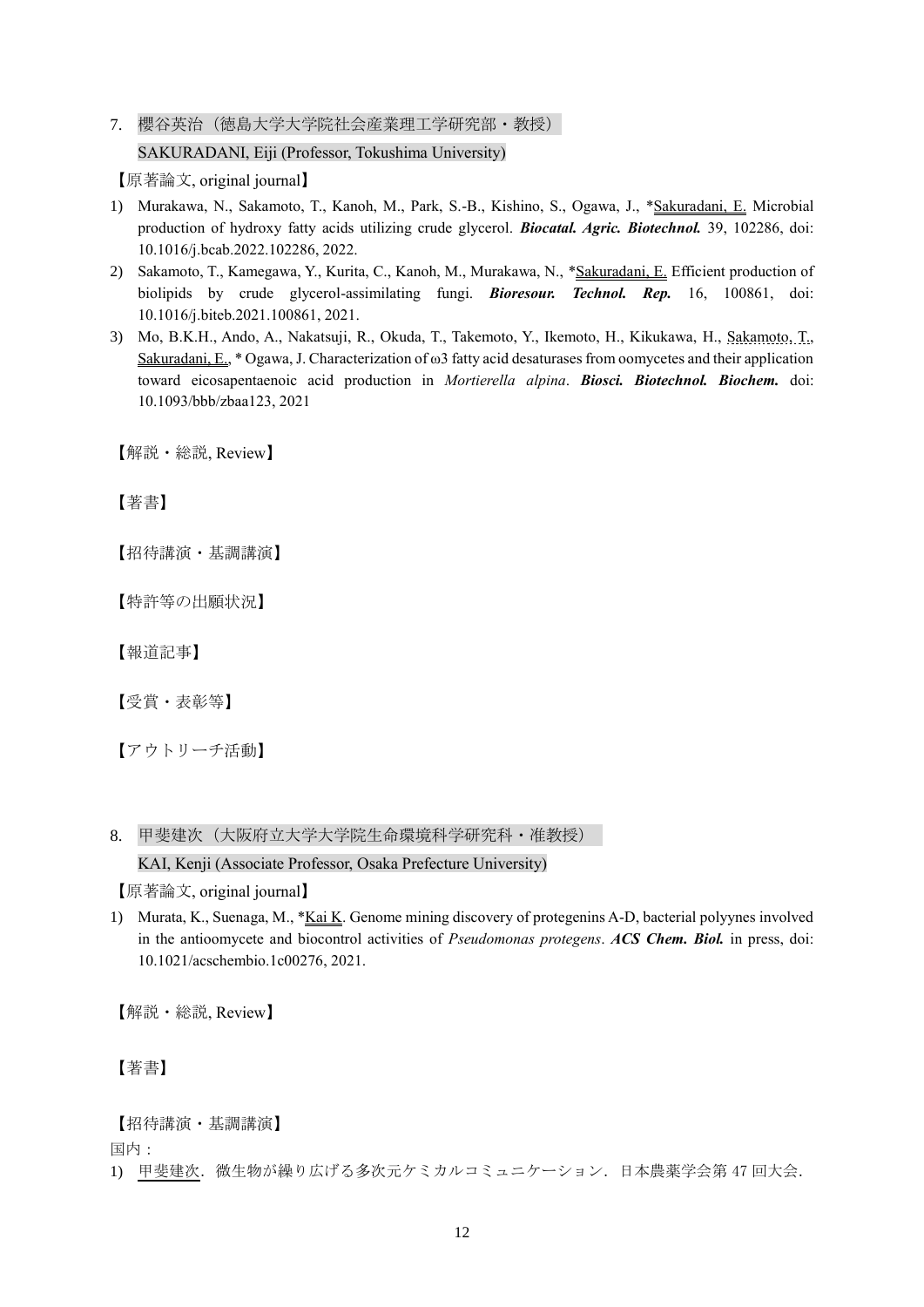7. 櫻谷英治（徳島大学大学院社会産業理工学研究部・教授）
   SAKURADANI, Eiji (Professor, Tokushima University)

【原著論文, original journal】

1) Murakawa, N., Sakamoto, T., Kanoh, M., Park, S.-B., Kishino, S., Ogawa, J., *Sakuradani, E. Microbial production of hydroxy fatty acids utilizing crude glycerol. ***Biocatal. Agric. Biotechnol.*** 39, 102286, doi: 10.1016/j.bcab.2022.102286, 2022.
2) Sakamoto, T., Kamegawa, Y., Kurita, C., Kanoh, M., Murakawa, N., *Sakuradani, E. Efficient production of biolipids by crude glycerol-assimilating fungi. ***Bioresour. Technol. Rep.*** 16, 100861, doi: 10.1016/j.biteb.2021.100861, 2021.
3) Mo, B.K.H., Ando, A., Nakatsuji, R., Okuda, T., Takemoto, Y., Ikemoto, H., Kikukawa, H., Sakamoto, T., Sakuradani, E., * Ogawa, J. Characterization of ω3 fatty acid desaturases from oomycetes and their application toward eicosapentaenoic acid production in *Mortierella alpina*. ***Biosci. Biotechnol. Biochem.*** doi: 10.1093/bbb/zbaa123, 2021

【解説・総説, Review】

【著書】

【招待講演・基調講演】

【特許等の出願状況】

【報道記事】

【受賞・表彰等】

【アウトリーチ活動】

8. 甲斐建次（大阪府立大学大学院生命環境科学研究科・准教授）
   KAI, Kenji (Associate Professor, Osaka Prefecture University)

【原著論文, original journal】

1) Murata, K., Suenaga, M., *Kai K. Genome mining discovery of protegenins A-D, bacterial polyynes involved in the antioomycete and biocontrol activities of *Pseudomonas protegens*. ***ACS Chem. Biol.*** in press, doi: 10.1021/acschembio.1c00276, 2021.

【解説・総説, Review】

【著書】

【招待講演・基調講演】

国内：

1) 甲斐建次．微生物が繰り広げる多次元ケミカルコミュニケーション．日本農薬学会第 47 回大会．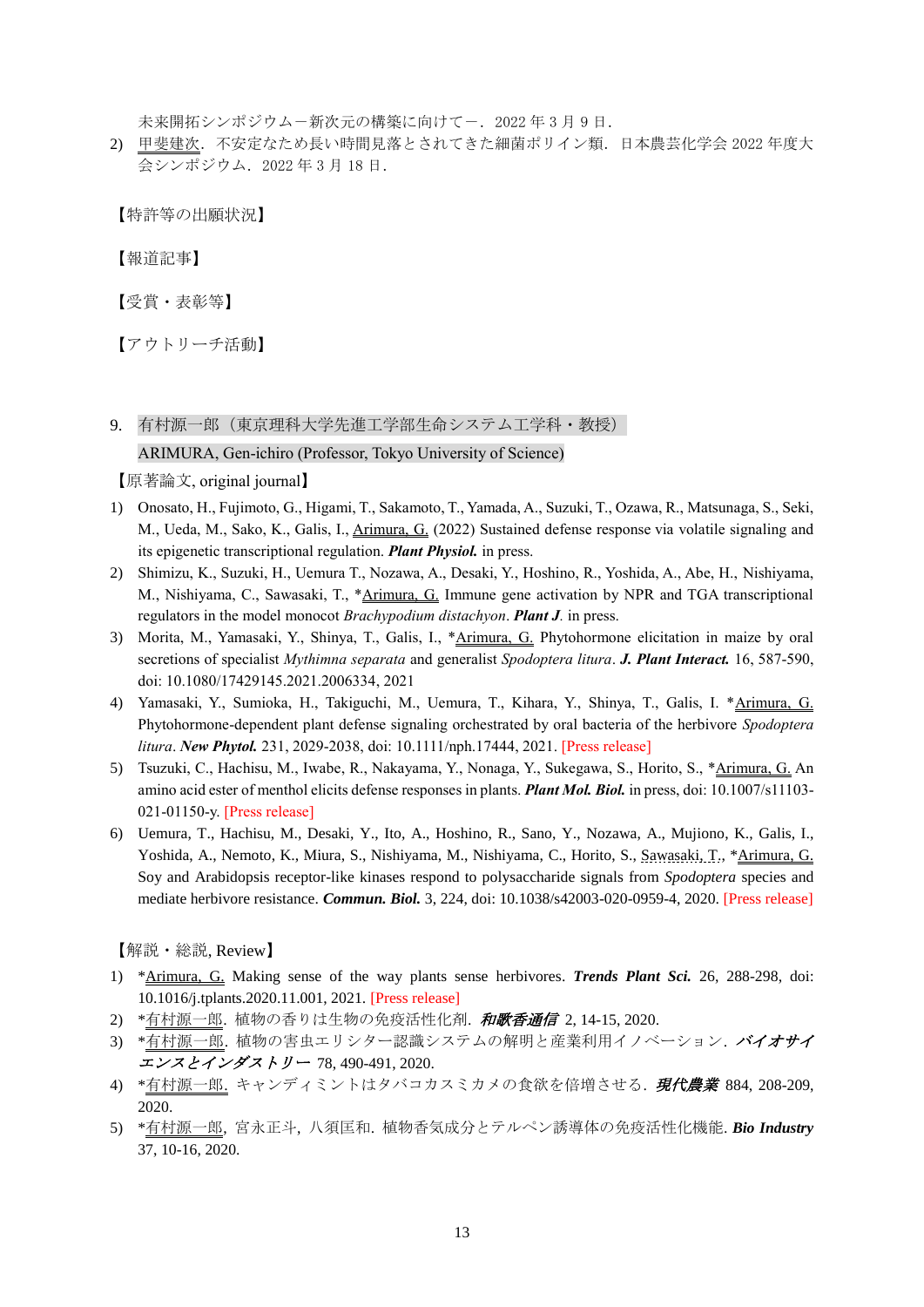未来開拓シンポジウム－新次元の構築に向けて－．2022 年 3 月 9 日．

2) 甲斐建次．不安定なため長い時間見落とされてきた細菌ポリイン類．日本農芸化学会 2022 年度大会シンポジウム．2022 年 3 月 18 日．

【特許等の出願状況】

【報道記事】

【受賞・表彰等】

【アウトリーチ活動】

9. 有村源一郎（東京理科大学先進工学部生命システム工学科・教授）
ARIMURA, Gen-ichiro (Professor, Tokyo University of Science)

【原著論文, original journal】

1) Onosato, H., Fujimoto, G., Higami, T., Sakamoto, T., Yamada, A., Suzuki, T., Ozawa, R., Matsunaga, S., Seki, M., Ueda, M., Sako, K., Galis, I., Arimura, G. (2022) Sustained defense response via volatile signaling and its epigenetic transcriptional regulation. ***Plant Physiol.*** in press.
2) Shimizu, K., Suzuki, H., Uemura T., Nozawa, A., Desaki, Y., Hoshino, R., Yoshida, A., Abe, H., Nishiyama, M., Nishiyama, C., Sawasaki, T., *Arimura, G. Immune gene activation by NPR and TGA transcriptional regulators in the model monocot *Brachypodium distachyon*. ***Plant J.*** in press.
3) Morita, M., Yamasaki, Y., Shinya, T., Galis, I., *Arimura, G. Phytohormone elicitation in maize by oral secretions of specialist *Mythimna separata* and generalist *Spodoptera litura*. ***J. Plant Interact.*** 16, 587-590, doi: 10.1080/17429145.2021.2006334, 2021
4) Yamasaki, Y., Sumioka, H., Takiguchi, M., Uemura, T., Kihara, Y., Shinya, T., Galis, I. *Arimura, G. Phytohormone-dependent plant defense signaling orchestrated by oral bacteria of the herbivore *Spodoptera litura*. ***New Phytol.*** 231, 2029-2038, doi: 10.1111/nph.17444, 2021. [Press release]
5) Tsuzuki, C., Hachisu, M., Iwabe, R., Nakayama, Y., Nonaga, Y., Sukegawa, S., Horito, S., *Arimura, G. An amino acid ester of menthol elicits defense responses in plants. ***Plant Mol. Biol.*** in press, doi: 10.1007/s11103-021-01150-y. [Press release]
6) Uemura, T., Hachisu, M., Desaki, Y., Ito, A., Hoshino, R., Sano, Y., Nozawa, A., Mujiono, K., Galis, I., Yoshida, A., Nemoto, K., Miura, S., Nishiyama, M., Nishiyama, C., Horito, S., Sawasaki, T., *Arimura, G. Soy and Arabidopsis receptor-like kinases respond to polysaccharide signals from *Spodoptera* species and mediate herbivore resistance. ***Commun. Biol.*** 3, 224, doi: 10.1038/s42003-020-0959-4, 2020. [Press release]

【解説・総説, Review】

1) *Arimura, G. Making sense of the way plants sense herbivores. ***Trends Plant Sci.*** 26, 288-298, doi: 10.1016/j.tplants.2020.11.001, 2021. [Press release]
2) *有村源一郎．植物の香りは生物の免疫活性化剤．***和歌香通信*** 2, 14-15, 2020.
3) *有村源一郎．植物の害虫エリシター認識システムの解明と産業利用イノベーション．***バイオサイエンスとインダストリー*** 78, 490-491, 2020.
4) *有村源一郎．キャンディミントはタバコカスミカメの食欲を倍増させる．***現代農業*** 884, 208-209, 2020.
5) *有村源一郎, 宮永正斗, 八須匡和．植物香気成分とテルペン誘導体の免疫活性化機能．***Bio Industry*** 37, 10-16, 2020.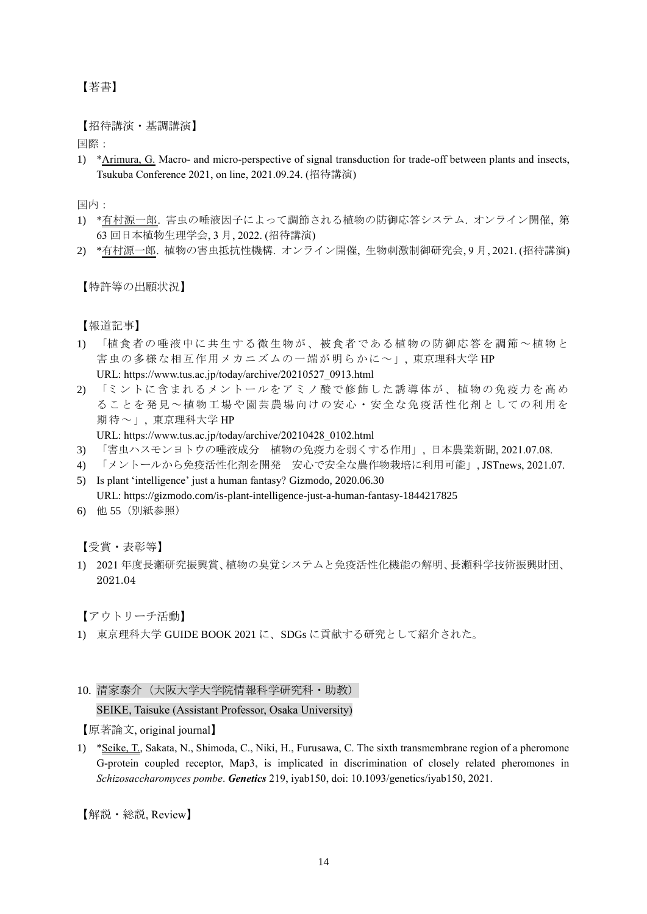【著書】

【招待講演・基調講演】

国際：

1) *Arimura, G. Macro- and micro-perspective of signal transduction for trade-off between plants and insects, Tsukuba Conference 2021, on line, 2021.09.24. (招待講演)

国内：

1) *有村源一郎. 害虫の唾液因子によって調節される植物の防御応答システム. オンライン開催, 第63回日本植物生理学会, 3月, 2022. (招待講演)
2) *有村源一郎. 植物の害虫抵抗性機構. オンライン開催, 生物刺激制御研究会, 9月, 2021. (招待講演)

【特許等の出願状況】

【報道記事】

1) 「植食者の唾液中に共生する微生物が、被食者である植物の防御応答を調節～植物と害虫の多様な相互作用メカニズムの一端が明らかに～」, 東京理科大学 HP
URL: https://www.tus.ac.jp/today/archive/20210527_0913.html
2) 「ミントに含まれるメントールをアミノ酸で修飾した誘導体が、植物の免疫力を高めることを発見～植物工場や園芸農場向けの安心・安全な免疫活性化剤としての利用を期待～」, 東京理科大学 HP
URL: https://www.tus.ac.jp/today/archive/20210428_0102.html
3) 「害虫ハスモンヨトウの唾液成分　植物の免疫力を弱くする作用」, 日本農業新聞, 2021.07.08.
4) 「メントールから免疫活性化剤を開発　安心で安全な農作物栽培に利用可能」, JSTnews, 2021.07.
5) Is plant 'intelligence' just a human fantasy? Gizmodo, 2020.06.30
URL: https://gizmodo.com/is-plant-intelligence-just-a-human-fantasy-1844217825
6) 他 55（別紙参照）

【受賞・表彰等】

1) 2021年度長瀬研究振興賞、植物の臭覚システムと免疫活性化機能の解明、長瀬科学技術振興財団、2021.04

【アウトリーチ活動】

1) 東京理科大学 GUIDE BOOK 2021 に、SDGs に貢献する研究として紹介された。

## 10. 清家泰介（大阪大学大学院情報科学研究科・助教）

SEIKE, Taisuke (Assistant Professor, Osaka University)

【原著論文, original journal】

1) *Seike, T., Sakata, N., Shimoda, C., Niki, H., Furusawa, C. The sixth transmembrane region of a pheromone G-protein coupled receptor, Map3, is implicated in discrimination of closely related pheromones in *Schizosaccharomyces pombe*. ***Genetics*** 219, iyab150, doi: 10.1093/genetics/iyab150, 2021.

【解説・総説, Review】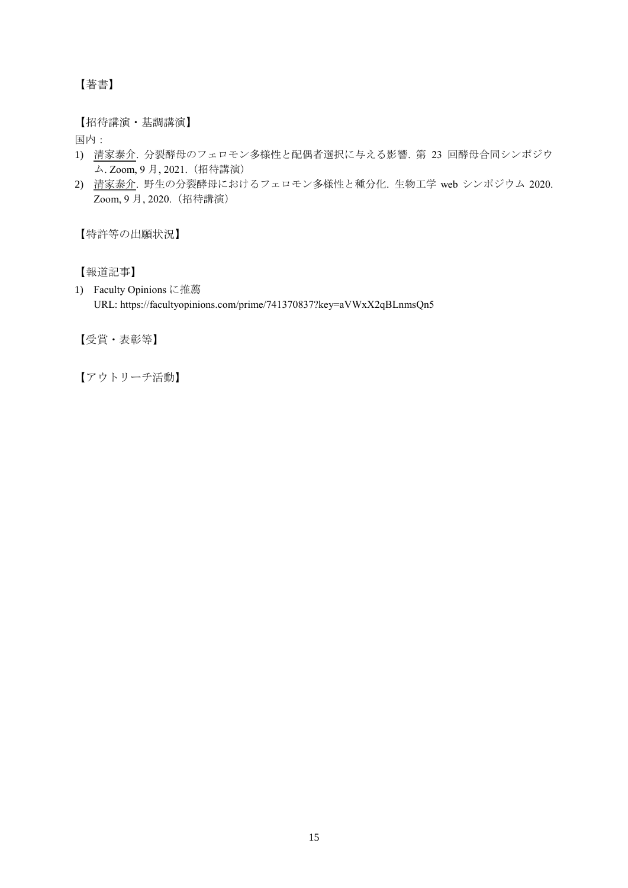【著書】

【招待講演・基調講演】

国内：

1) 清家泰介. 分裂酵母のフェロモン多様性と配偶者選択に与える影響. 第 23 回酵母合同シンポジウム. Zoom, 9 月, 2021.（招待講演）
2) 清家泰介. 野生の分裂酵母におけるフェロモン多様性と種分化. 生物工学 web シンポジウム 2020. Zoom, 9 月, 2020.（招待講演）

【特許等の出願状況】

【報道記事】

1) Faculty Opinions に推薦  
   URL: https://facultyopinions.com/prime/741370837?key=aVWxX2qBLnmsQn5

【受賞・表彰等】

【アウトリーチ活動】